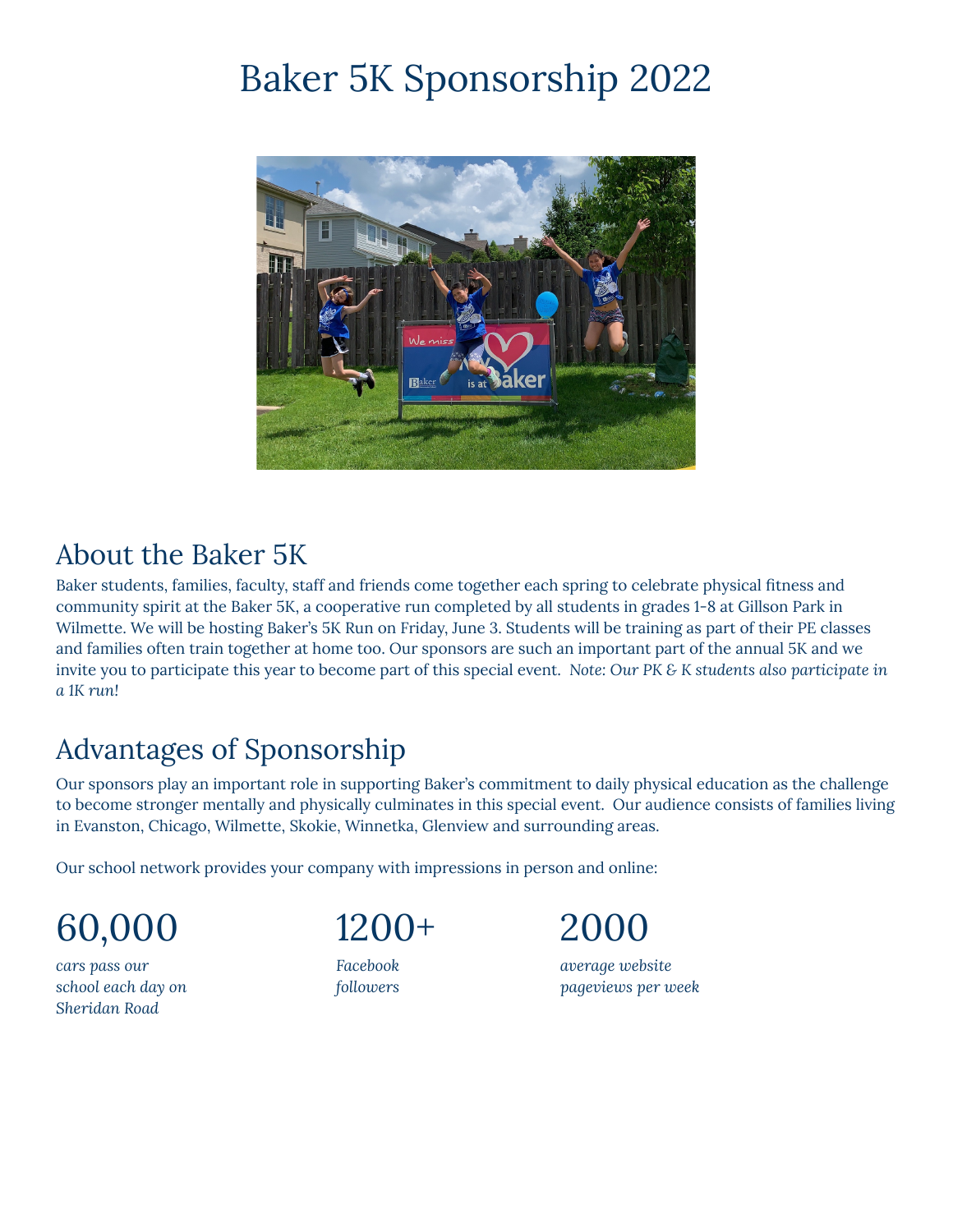# Baker 5K Sponsorship 2022

## About the Baker 5K

Baker students, families, faculty, staff and friends come together each spring to celebrate physical fitness and community spirit at the Baker 5K, a cooperative run completed by all students in grades 1-8 at Gillson Park in Wilmette. We will be hosting Baker's 5K Run on Friday, June 3. Students will be training as part of their PE classes and families often train together at home too. Our sponsors are such an important part of the annual 5K and we invite you to participate this year to become part of this special event. *Note: Our PK & K students also participate in a 1K run!*

## Advantages of Sponsorship

Our sponsors play an important role in supporting Baker's commitment to daily physical education as the challenge to become stronger mentally and physically culminates in this special event. Our audience consists of families living in Evanston, Chicago, Wilmette, Skokie, Winnetka, Glenview and surrounding areas.

Our school network provides your company with impressions in person and online:

60,000

*cars pass our school each day on Sheridan Road*

1200+

*Facebook followers*

2000

*average website pageviews per week*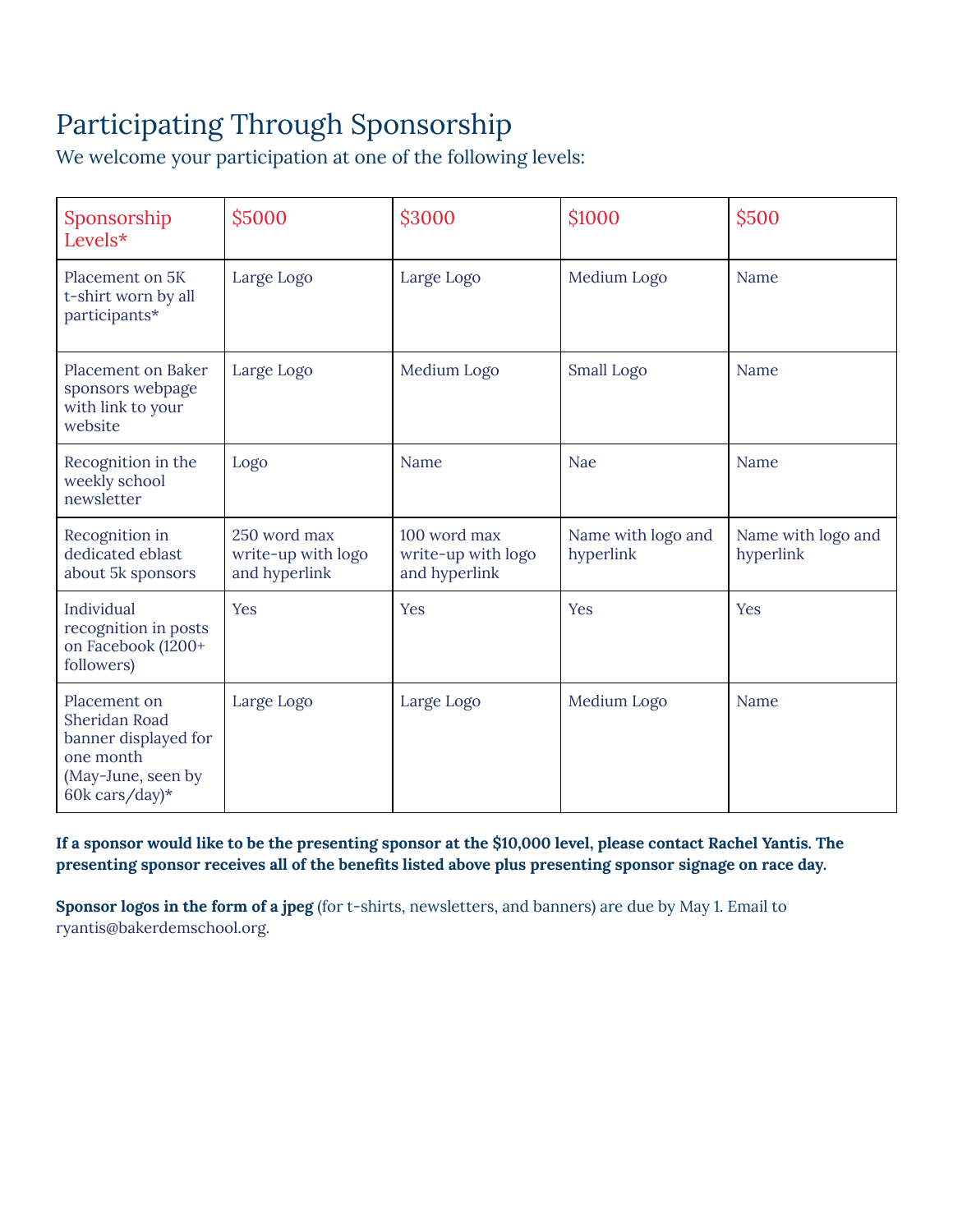# Participating Through Sponsorship

We welcome your participation at one of the following levels:

| Sponsorship Levels* | $5000 | $3000 | $1000 | $500 |
|---|---|---|---|---|
| Placement on 5K t-shirt worn by all participants* | Large Logo | Large Logo | Medium Logo | Name |
| Placement on Baker sponsors webpage with link to your website | Large Logo | Medium Logo | Small Logo | Name |
| Recognition in the weekly school newsletter | Logo | Name | Nae | Name |
| Recognition in dedicated eblast about 5k sponsors | 250 word max write-up with logo and hyperlink | 100 word max write-up with logo and hyperlink | Name with logo and hyperlink | Name with logo and hyperlink |
| Individual recognition in posts on Facebook (1200+ followers) | Yes | Yes | Yes | Yes |
| Placement on Sheridan Road banner displayed for one month (May-June, seen by 60k cars/day)* | Large Logo | Large Logo | Medium Logo | Name |

**If a sponsor would like to be the presenting sponsor at the $10,000 level, please contact Rachel Yantis. The presenting sponsor receives all of the benefits listed above plus presenting sponsor signage on race day.**

**Sponsor logos in the form of a jpeg** (for t-shirts, newsletters, and banners) are due by May 1. Email to ryantis@bakerdemschool.org.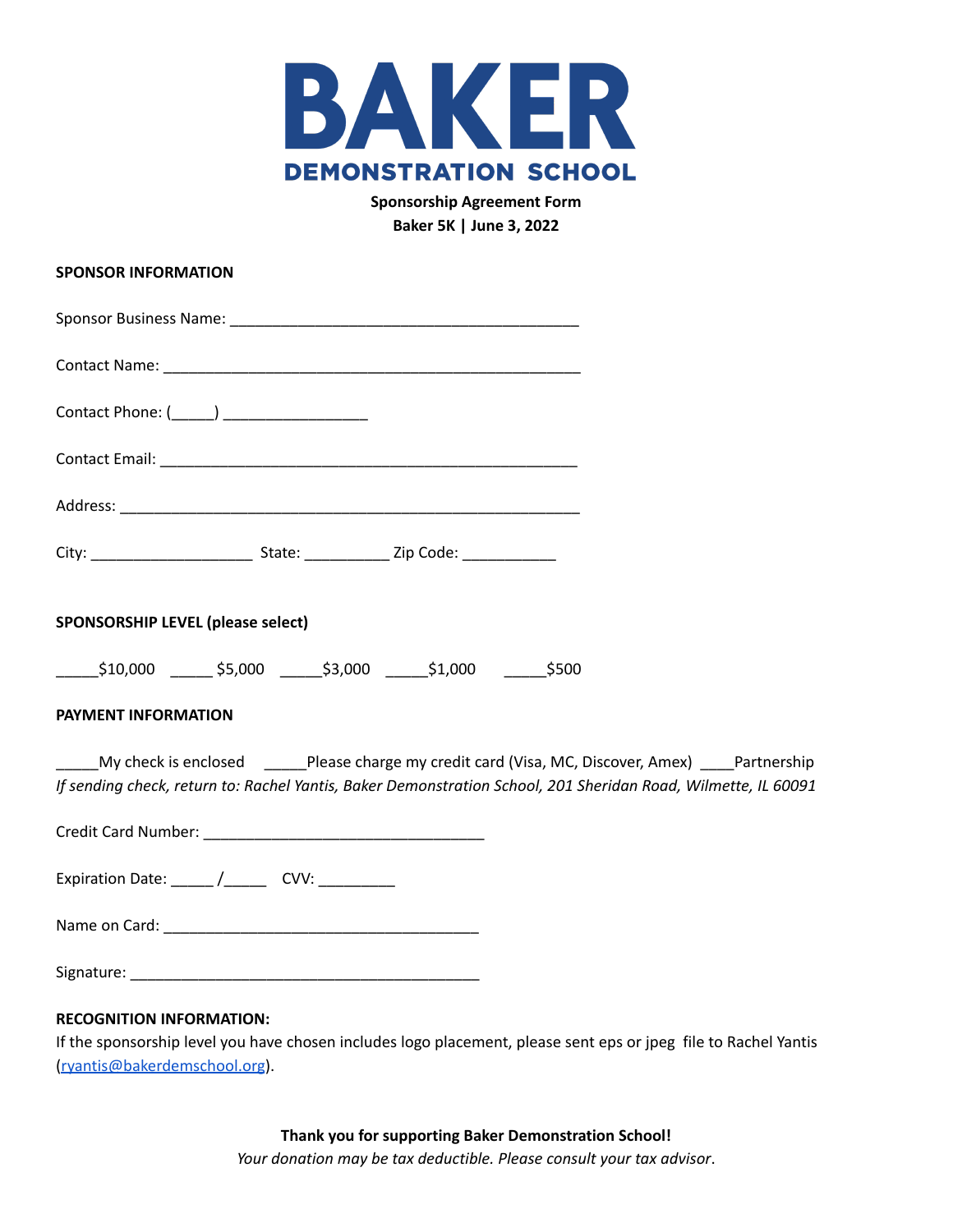# BAKER

## DEMONSTRATION SCHOOL

**Sponsorship Agreement Form**
**Baker 5K | June 3, 2022**

**SPONSOR INFORMATION**

Sponsor Business Name: ________________________________________

Contact Name: ________________________________________________

Contact Phone: (_____) ________________

Contact Email: ________________________________________________

Address: _____________________________________________________

City: __________________ State: __________ Zip Code: ___________

**SPONSORSHIP LEVEL (please select)**

_____$10,000 _____ $5,000 _____$3,000 _____$1,000 _____$500

**PAYMENT INFORMATION**

_____My check is enclosed _____Please charge my credit card (Visa, MC, Discover, Amex) ____Partnership
*If sending check, return to: Rachel Yantis, Baker Demonstration School, 201 Sheridan Road, Wilmette, IL 60091*

Credit Card Number: ________________________________

Expiration Date: _____ /_____ CVV: _________

Name on Card: ____________________________________

Signature: _________________________________________

**RECOGNITION INFORMATION:**
If the sponsorship level you have chosen includes logo placement, please sent eps or jpeg file to Rachel Yantis (ryantis@bakerdemschool.org).

**Thank you for supporting Baker Demonstration School!**
*Your donation may be tax deductible. Please consult your tax advisor.*